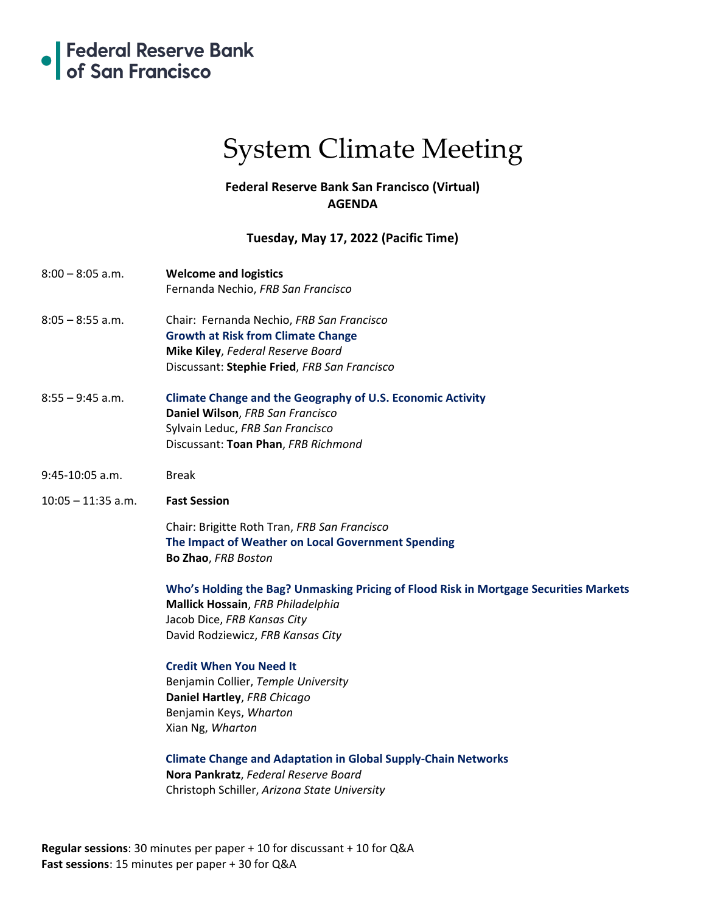Federal Reserve Bank of San Francisco

# System Climate Meeting

**Federal Reserve Bank San Francisco (Virtual)**
**AGENDA**

**Tuesday, May 17, 2022 (Pacific Time)**

8:00 – 8:05 a.m. **Welcome and logistics**
Fernanda Nechio, *FRB San Francisco*

8:05 – 8:55 a.m. Chair: Fernanda Nechio, *FRB San Francisco*
**Growth at Risk from Climate Change**
**Mike Kiley**, *Federal Reserve Board*
Discussant: **Stephie Fried**, *FRB San Francisco*

8:55 – 9:45 a.m. **Climate Change and the Geography of U.S. Economic Activity**
**Daniel Wilson**, *FRB San Francisco*
Sylvain Leduc, *FRB San Francisco*
Discussant: **Toan Phan**, *FRB Richmond*

9:45-10:05 a.m. Break

10:05 – 11:35 a.m. **Fast Session**

Chair: Brigitte Roth Tran, *FRB San Francisco*
**The Impact of Weather on Local Government Spending**
**Bo Zhao**, *FRB Boston*

**Who's Holding the Bag? Unmasking Pricing of Flood Risk in Mortgage Securities Markets**
**Mallick Hossain**, *FRB Philadelphia*
Jacob Dice, *FRB Kansas City*
David Rodziewicz, *FRB Kansas City*

**Credit When You Need It**
Benjamin Collier, *Temple University*
**Daniel Hartley**, *FRB Chicago*
Benjamin Keys, *Wharton*
Xian Ng, *Wharton*

**Climate Change and Adaptation in Global Supply-Chain Networks**
**Nora Pankratz**, *Federal Reserve Board*
Christoph Schiller, *Arizona State University*

**Regular sessions**: 30 minutes per paper + 10 for discussant + 10 for Q&A
**Fast sessions**: 15 minutes per paper + 30 for Q&A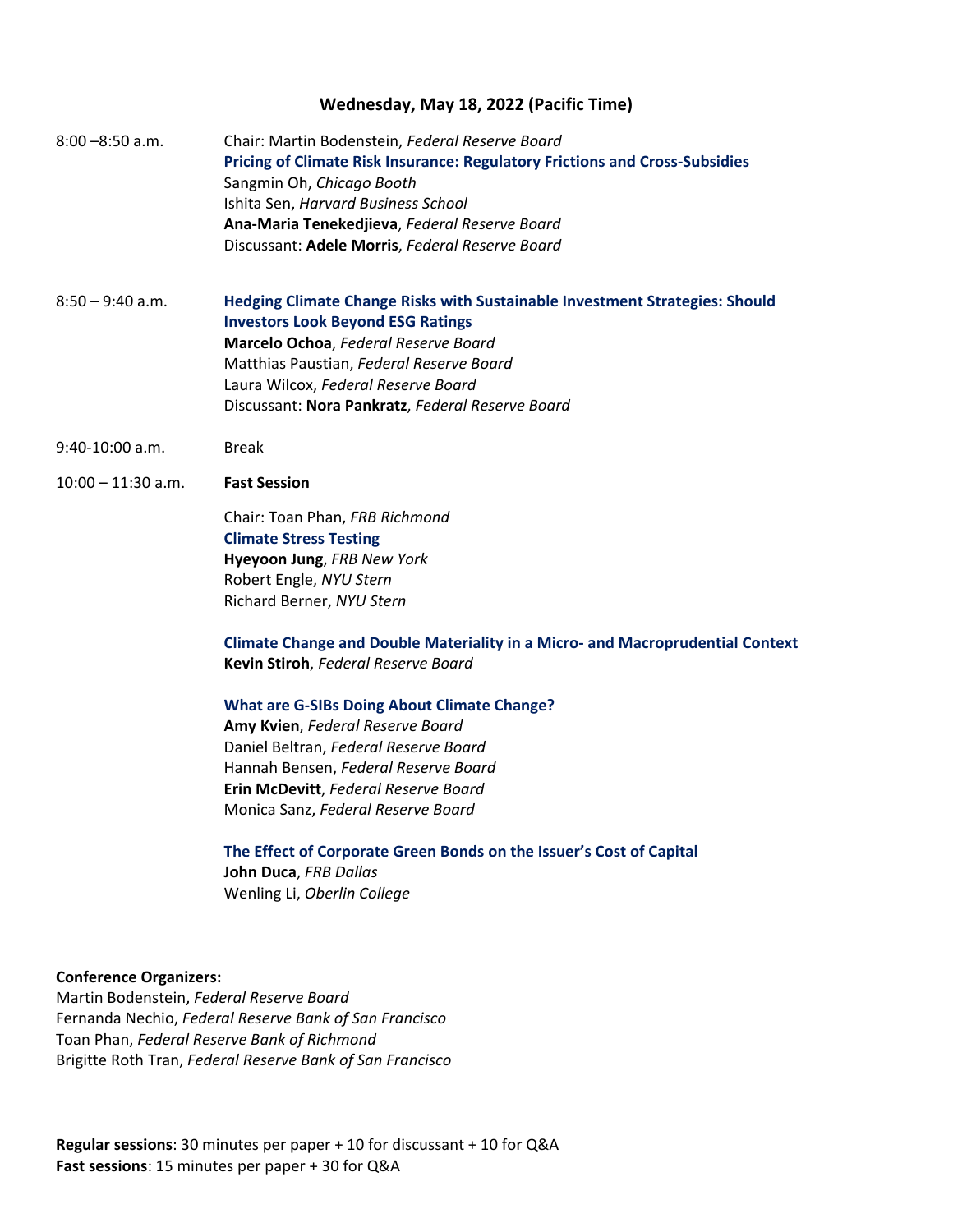## Wednesday, May 18, 2022 (Pacific Time)

8:00 –8:50 a.m.

Chair: Martin Bodenstein, *Federal Reserve Board*
**Pricing of Climate Risk Insurance: Regulatory Frictions and Cross-Subsidies**
Sangmin Oh, *Chicago Booth*
Ishita Sen, *Harvard Business School*
**Ana-Maria Tenekedjieva**, *Federal Reserve Board*
Discussant: **Adele Morris**, *Federal Reserve Board*

8:50 – 9:40 a.m.

**Hedging Climate Change Risks with Sustainable Investment Strategies: Should Investors Look Beyond ESG Ratings**
**Marcelo Ochoa**, *Federal Reserve Board*
Matthias Paustian, *Federal Reserve Board*
Laura Wilcox, *Federal Reserve Board*
Discussant: **Nora Pankratz**, *Federal Reserve Board*

9:40-10:00 a.m.

Break

10:00 – 11:30 a.m.

**Fast Session**

Chair: Toan Phan, *FRB Richmond*
**Climate Stress Testing**
**Hyeyoon Jung**, *FRB New York*
Robert Engle, *NYU Stern*
Richard Berner, *NYU Stern*

**Climate Change and Double Materiality in a Micro- and Macroprudential Context**
**Kevin Stiroh**, *Federal Reserve Board*

**What are G-SIBs Doing About Climate Change?**
**Amy Kvien**, *Federal Reserve Board*
Daniel Beltran, *Federal Reserve Board*
Hannah Bensen, *Federal Reserve Board*
**Erin McDevitt**, *Federal Reserve Board*
Monica Sanz, *Federal Reserve Board*

**The Effect of Corporate Green Bonds on the Issuer's Cost of Capital**
**John Duca**, *FRB Dallas*
Wenling Li, *Oberlin College*

**Conference Organizers:**
Martin Bodenstein, *Federal Reserve Board*
Fernanda Nechio, *Federal Reserve Bank of San Francisco*
Toan Phan, *Federal Reserve Bank of Richmond*
Brigitte Roth Tran, *Federal Reserve Bank of San Francisco*

**Regular sessions**: 30 minutes per paper + 10 for discussant + 10 for Q&A
**Fast sessions**: 15 minutes per paper + 30 for Q&A